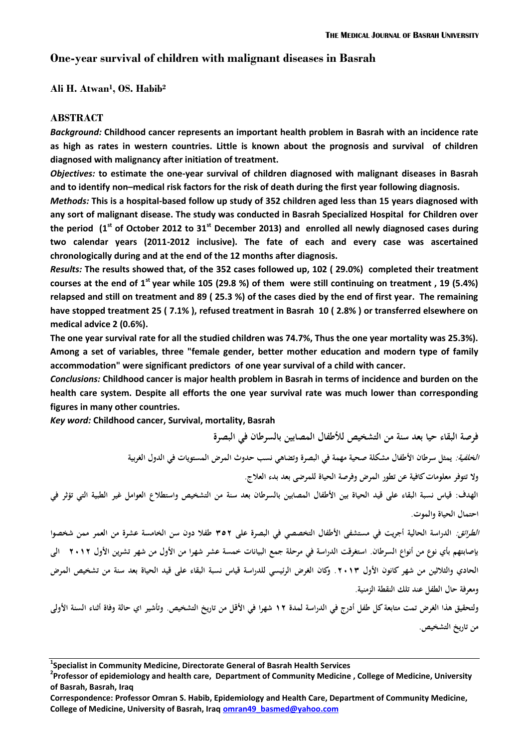# One-year survival of children with malignant diseases in Basrah

**Ali H. Atwan[1], OS. Habib[2]**

## ABSTRACT

***Background:*** **Childhood cancer represents an important health problem in Basrah with an incidence rate as high as rates in western countries. Little is known about the prognosis and survival of children diagnosed with malignancy after initiation of treatment.**

***Objectives:*** **to estimate the one-year survival of children diagnosed with malignant diseases in Basrah and to identify non–medical risk factors for the risk of death during the first year following diagnosis.**

***Methods:*** **This is a hospital-based follow up study of 352 children aged less than 15 years diagnosed with any sort of malignant disease. The study was conducted in Basrah Specialized Hospital for Children over the period (1st of October 2012 to 31st December 2013) and enrolled all newly diagnosed cases during two calendar years (2011-2012 inclusive). The fate of each and every case was ascertained chronologically during and at the end of the 12 months after diagnosis.**

***Results:*** **The results showed that, of the 352 cases followed up, 102 ( 29.0%) completed their treatment courses at the end of 1st year while 105 (29.8 %) of them were still continuing on treatment , 19 (5.4%) relapsed and still on treatment and 89 ( 25.3 %) of the cases died by the end of first year. The remaining have stopped treatment 25 ( 7.1% ), refused treatment in Basrah 10 ( 2.8% ) or transferred elsewhere on medical advice 2 (0.6%).**

**The one year survival rate for all the studied children was 74.7%, Thus the one year mortality was 25.3%). Among a set of variables, three "female gender, better mother education and modern type of family accommodation" were significant predictors of one year survival of a child with cancer.**

***Conclusions:*** **Childhood cancer is major health problem in Basrah in terms of incidence and burden on the health care system. Despite all efforts the one year survival rate was much lower than corresponding figures in many other countries.**

***Key word:*** **Childhood cancer, Survival, mortality, Basrah**

**فرصة البقاء حيا بعد سنة من التشخيص للأطفال المصابين بالسرطان في البصرة**

***الخلفية:*** **يمثل سرطان الأطفال مشكلة صحية مهمة في البصرة وتضاهي نسب حدوث المرض المستويات في الدول الغربية ولا تتوفر معلومات كافية عن تطور المرض وفرصة الحياة للمرضى بعد بدء العلاج.**

**الهدف: قياس نسبة البقاء على قيد الحياة بين الأطفال المصابين بالسرطان بعد سنة من التشخيص واستطلاع العوامل غير الطبية التي تؤثر في احتمال الحياة والموت.**

***الطرائق:*** **الدراسة الحالية أجريت في مستشفى الأطفال التخصصي في البصرة على ٣٥٢ طفلا دون سن الخامسة عشرة من العمر ممن شخصوا بإصابتهم بأي نوع من أنواع السرطان. استغرقت الدراسة في مرحلة جمع البيانات خمسة عشر شهرا من الأول من شهر تشرين الأول ٢٠١٢ الى الحادي والثلاثين من شهر كانون الأول ٢٠١٣. وكان الغرض الرئيسي للدراسة قياس نسبة البقاء على قيد الحياة بعد سنة من تشخيص المرض ومعرفة حال الطفل عند تلك النقطة الزمنية.**

**ولتحقيق هذا الغرض تمت متابعة كل طفل أدرج في الدراسة لمدة ١٢ شهرا في الأقل من تاريخ التشخيص. وتأشير اي حالة وفاة أثناء السنة الأولى من تاريخ التشخيص.**

---

[1]Specialist in Community Medicine, Directorate General of Basrah Health Services

[2]Professor of epidemiology and health care, Department of Community Medicine , College of Medicine, University of Basrah, Basrah, Iraq

Correspondence: Professor Omran S. Habib, Epidemiology and Health Care, Department of Community Medicine, College of Medicine, University of Basrah, Iraq omran49_basmed@yahoo.com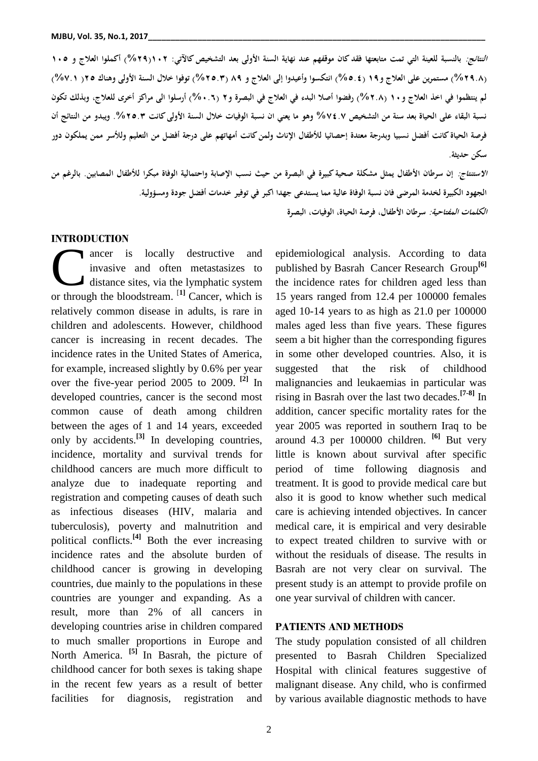*النتائج:* بالنسبة للعينة التي تمت متابعتها فقد كان موقفهم عند نهاية السنة الأولى بعد التشخيص كالآتي: ١٠٢(٢٩%) أكملوا العلاج و ١٠٥ (٢٩.٨%) مستمرين على العلاج و١٩ (٥.٤%) انتكسوا وأعيدوا إلى العلاج و ٨٩ (٢٥.٣%) توفوا خلال السنة الأولى وهناك ٢٥ (٧.١%) لم ينتظموا في اخذ العلاج و١٠ (٢.٨%) رفضوا أصلا البدء في العلاج في البصرة و٢ (٠.٦%) أرسلوا الى مراكز أخرى للعلاج، وبذلك تكون نسبة البقاء على الحياة بعد سنة من التشخيص ٧٤.٧% وهو ما يعني ان نسبة الوفيات خلال السنة الأولى كانت ٢٥.٣%. ويبدو من النتائج أن فرصة الحياة كانت أفضل نسبيا وبدرجة معتدة إحصائيا للأطفال الإناث ولمن كانت أمهاتهم على درجة أفضل من التعليم وللأسر ممن يملكون دور سكن حديثة.

*الاستنتاج:* إن سرطان الأطفال يمثل مشكلة صحية كبيرة في البصرة من حيث نسب الإصابة واحتمالية الوفاة مبكرا للأطفال المصابين. بالرغم من الجهود الكبيرة لخدمة المرضى فان نسبة الوفاة عالية مما يستدعي جهدا اكبر في توفير خدمات أفضل جودة ومسؤولية.

*الكلمات المفتاحية:* سرطان الأطفال، فرصة الحياة، الوفيات، البصرة

## INTRODUCTION

Cancer is locally destructive and invasive and often metastasizes to distance sites, via the lymphatic system or through the bloodstream. [1] Cancer, which is relatively common disease in adults, is rare in children and adolescents. However, childhood cancer is increasing in recent decades. The incidence rates in the United States of America, for example, increased slightly by 0.6% per year over the five-year period 2005 to 2009. [2] In developed countries, cancer is the second most common cause of death among children between the ages of 1 and 14 years, exceeded only by accidents.[3] In developing countries, incidence, mortality and survival trends for childhood cancers are much more difficult to analyze due to inadequate reporting and registration and competing causes of death such as infectious diseases (HIV, malaria and tuberculosis), poverty and malnutrition and political conflicts.[4] Both the ever increasing incidence rates and the absolute burden of childhood cancer is growing in developing countries, due mainly to the populations in these countries are younger and expanding. As a result, more than 2% of all cancers in developing countries arise in children compared to much smaller proportions in Europe and North America. [5] In Basrah, the picture of childhood cancer for both sexes is taking shape in the recent few years as a result of better facilities for diagnosis, registration and epidemiological analysis. According to data published by Basrah Cancer Research Group[6] the incidence rates for children aged less than 15 years ranged from 12.4 per 100000 females aged 10-14 years to as high as 21.0 per 100000 males aged less than five years. These figures seem a bit higher than the corresponding figures in some other developed countries. Also, it is suggested that the risk of childhood malignancies and leukaemias in particular was rising in Basrah over the last two decades.[7-8] In addition, cancer specific mortality rates for the year 2005 was reported in southern Iraq to be around 4.3 per 100000 children. [6] But very little is known about survival after specific period of time following diagnosis and treatment. It is good to provide medical care but also it is good to know whether such medical care is achieving intended objectives. In cancer medical care, it is empirical and very desirable to expect treated children to survive with or without the residuals of disease. The results in Basrah are not very clear on survival. The present study is an attempt to provide profile on one year survival of children with cancer.

## PATIENTS AND METHODS

The study population consisted of all children presented to Basrah Children Specialized Hospital with clinical features suggestive of malignant disease. Any child, who is confirmed by various available diagnostic methods to have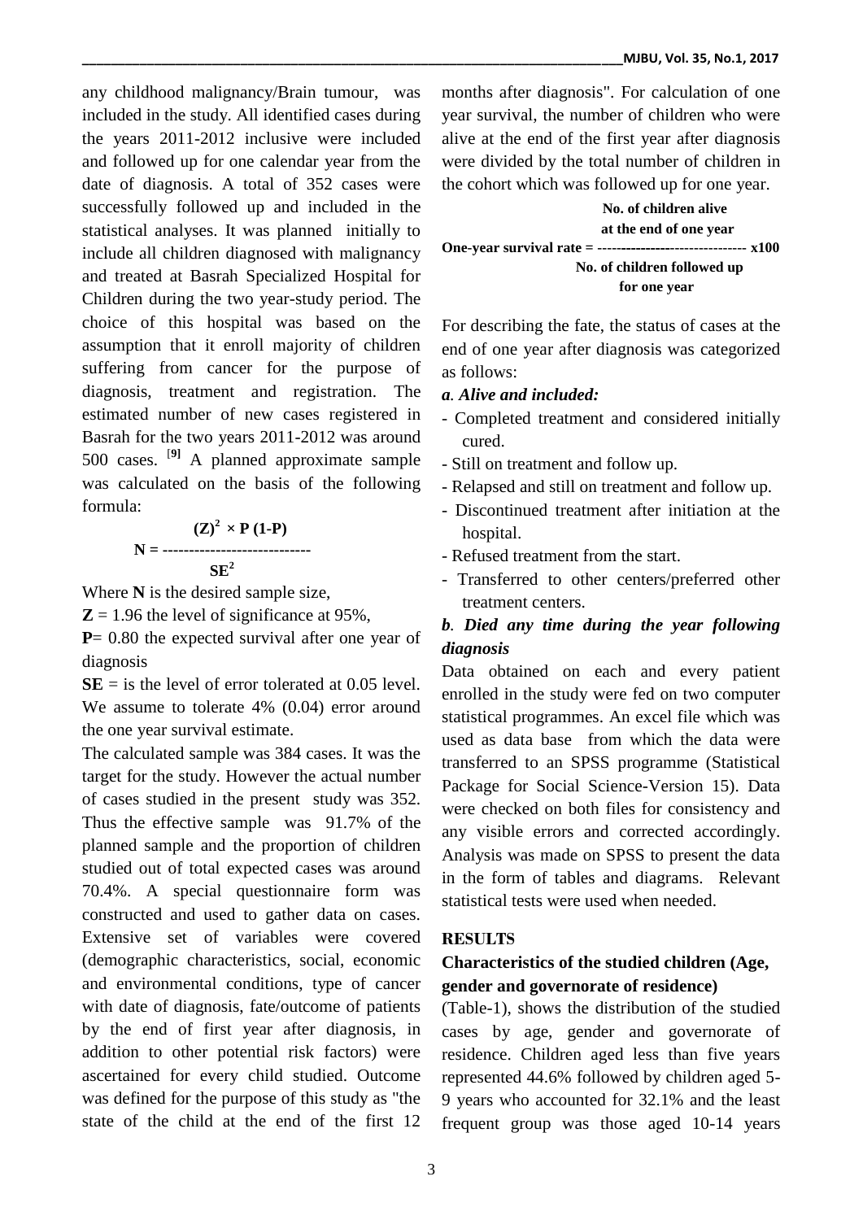any childhood malignancy/Brain tumour, was included in the study. All identified cases during the years 2011-2012 inclusive were included and followed up for one calendar year from the date of diagnosis. A total of 352 cases were successfully followed up and included in the statistical analyses. It was planned initially to include all children diagnosed with malignancy and treated at Basrah Specialized Hospital for Children during the two year-study period. The choice of this hospital was based on the assumption that it enroll majority of children suffering from cancer for the purpose of diagnosis, treatment and registration. The estimated number of new cases registered in Basrah for the two years 2011-2012 was around 500 cases. [9] A planned approximate sample was calculated on the basis of the following formula:

$$N = \frac{(Z)^2 \times P(1-P)}{SE^2}$$

Where **N** is the desired sample size,

**Z** = 1.96 the level of significance at 95%,

**P**= 0.80 the expected survival after one year of diagnosis

**SE** = is the level of error tolerated at 0.05 level. We assume to tolerate 4% (0.04) error around the one year survival estimate.

The calculated sample was 384 cases. It was the target for the study. However the actual number of cases studied in the present study was 352. Thus the effective sample was 91.7% of the planned sample and the proportion of children studied out of total expected cases was around 70.4%. A special questionnaire form was constructed and used to gather data on cases. Extensive set of variables were covered (demographic characteristics, social, economic and environmental conditions, type of cancer with date of diagnosis, fate/outcome of patients by the end of first year after diagnosis, in addition to other potential risk factors) were ascertained for every child studied. Outcome was defined for the purpose of this study as "the state of the child at the end of the first 12 months after diagnosis". For calculation of one year survival, the number of children who were alive at the end of the first year after diagnosis were divided by the total number of children in the cohort which was followed up for one year.

$$\text{One-year survival rate} = \frac{\text{No. of children alive at the end of one year}}{\text{No. of children followed up for one year}} \times 100$$

For describing the fate, the status of cases at the end of one year after diagnosis was categorized as follows:

***a. Alive and included:***

- Completed treatment and considered initially cured.
- Still on treatment and follow up.
- Relapsed and still on treatment and follow up.
- Discontinued treatment after initiation at the hospital.
- Refused treatment from the start.
- Transferred to other centers/preferred other treatment centers.

***b. Died any time during the year following diagnosis***

Data obtained on each and every patient enrolled in the study were fed on two computer statistical programmes. An excel file which was used as data base from which the data were transferred to an SPSS programme (Statistical Package for Social Science-Version 15). Data were checked on both files for consistency and any visible errors and corrected accordingly. Analysis was made on SPSS to present the data in the form of tables and diagrams. Relevant statistical tests were used when needed.

## RESULTS

### Characteristics of the studied children (Age, gender and governorate of residence)

(Table-1), shows the distribution of the studied cases by age, gender and governorate of residence. Children aged less than five years represented 44.6% followed by children aged 5-9 years who accounted for 32.1% and the least frequent group was those aged 10-14 years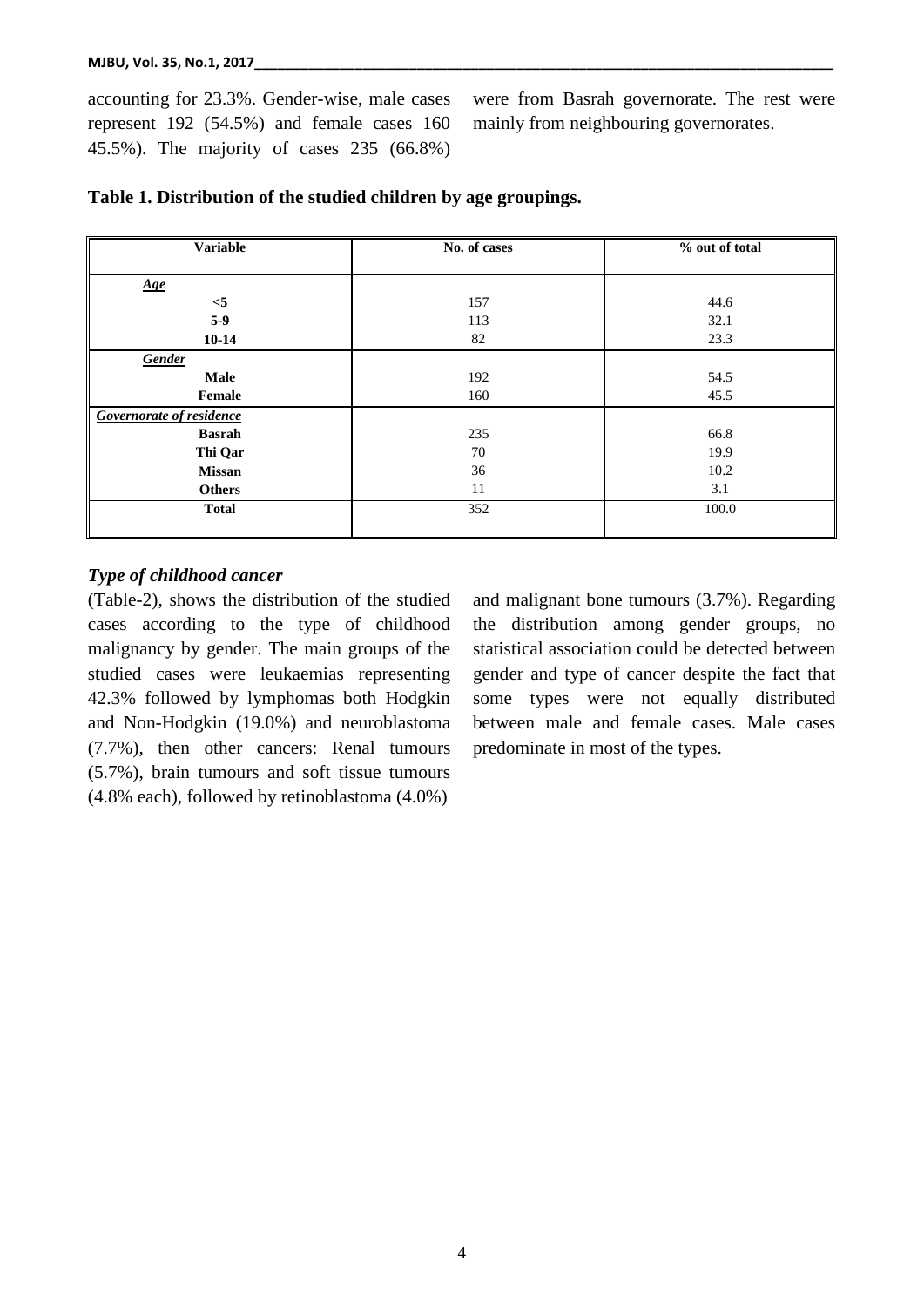accounting for 23.3%. Gender-wise, male cases represent 192 (54.5%) and female cases 160 45.5%). The majority of cases 235 (66.8%) were from Basrah governorate. The rest were mainly from neighbouring governorates.

**Table 1. Distribution of the studied children by age groupings.**

| Variable | No. of cases | % out of total |
|---|---|---|
| ***Age*** | | |
| **<5** | 157 | 44.6 |
| **5-9** | 113 | 32.1 |
| **10-14** | 82 | 23.3 |
| ***Gender*** | | |
| **Male** | 192 | 54.5 |
| **Female** | 160 | 45.5 |
| ***Governorate of residence*** | | |
| **Basrah** | 235 | 66.8 |
| **Thi Qar** | 70 | 19.9 |
| **Missan** | 36 | 10.2 |
| **Others** | 11 | 3.1 |
| **Total** | 352 | 100.0 |

### *Type of childhood cancer*

(Table-2), shows the distribution of the studied cases according to the type of childhood malignancy by gender. The main groups of the studied cases were leukaemias representing 42.3% followed by lymphomas both Hodgkin and Non-Hodgkin (19.0%) and neuroblastoma (7.7%), then other cancers: Renal tumours (5.7%), brain tumours and soft tissue tumours (4.8% each), followed by retinoblastoma (4.0%) and malignant bone tumours (3.7%). Regarding the distribution among gender groups, no statistical association could be detected between gender and type of cancer despite the fact that some types were not equally distributed between male and female cases. Male cases predominate in most of the types.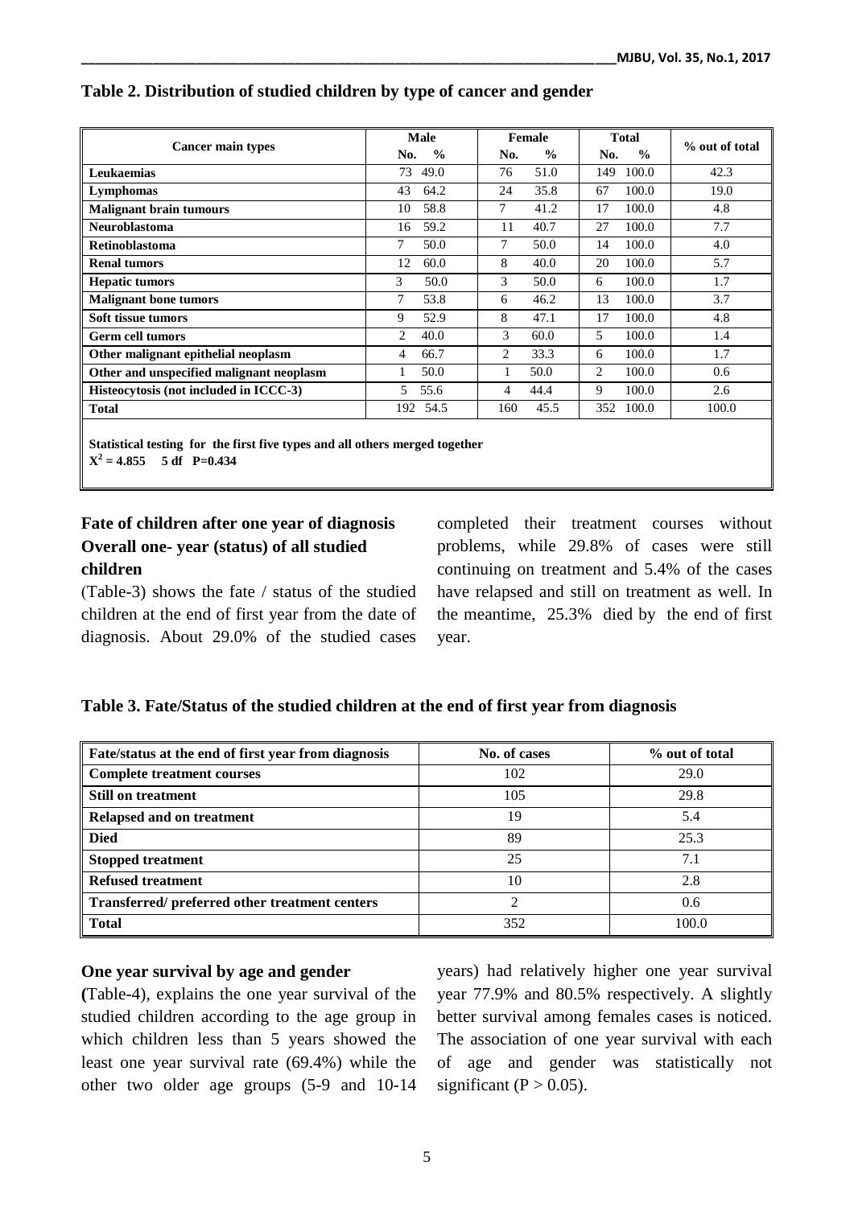**Table 2. Distribution of studied children by type of cancer and gender**

| Cancer main types | Male | | Female | | Total | | % out of total |
|---|---|---|---|---|---|---|---|
| | No. | % | No. | % | No. | % | |
| **Leukaemias** | 73 | 49.0 | 76 | 51.0 | 149 | 100.0 | 42.3 |
| **Lymphomas** | 43 | 64.2 | 24 | 35.8 | 67 | 100.0 | 19.0 |
| **Malignant brain tumours** | 10 | 58.8 | 7 | 41.2 | 17 | 100.0 | 4.8 |
| **Neuroblastoma** | 16 | 59.2 | 11 | 40.7 | 27 | 100.0 | 7.7 |
| **Retinoblastoma** | 7 | 50.0 | 7 | 50.0 | 14 | 100.0 | 4.0 |
| **Renal tumors** | 12 | 60.0 | 8 | 40.0 | 20 | 100.0 | 5.7 |
| **Hepatic tumors** | 3 | 50.0 | 3 | 50.0 | 6 | 100.0 | 1.7 |
| **Malignant bone tumors** | 7 | 53.8 | 6 | 46.2 | 13 | 100.0 | 3.7 |
| **Soft tissue tumors** | 9 | 52.9 | 8 | 47.1 | 17 | 100.0 | 4.8 |
| **Germ cell tumors** | 2 | 40.0 | 3 | 60.0 | 5 | 100.0 | 1.4 |
| **Other malignant epithelial neoplasm** | 4 | 66.7 | 2 | 33.3 | 6 | 100.0 | 1.7 |
| **Other and unspecified malignant neoplasm** | 1 | 50.0 | 1 | 50.0 | 2 | 100.0 | 0.6 |
| **Histeocytosis (not included in ICCC-3)** | 5 | 55.6 | 4 | 44.4 | 9 | 100.0 | 2.6 |
| **Total** | 192 | 54.5 | 160 | 45.5 | 352 | 100.0 | 100.0 |

**Statistical testing for the first five types and all others merged together**
**$X^2 = 4.855$ 5 df P=0.434**

**Fate of children after one year of diagnosis**

**Overall one- year (status) of all studied children**

(Table-3) shows the fate / status of the studied children at the end of first year from the date of diagnosis. About 29.0% of the studied cases completed their treatment courses without problems, while 29.8% of cases were still continuing on treatment and 5.4% of the cases have relapsed and still on treatment as well. In the meantime, 25.3% died by the end of first year.

**Table 3. Fate/Status of the studied children at the end of first year from diagnosis**

| Fate/status at the end of first year from diagnosis | No. of cases | % out of total |
|---|---|---|
| **Complete treatment courses** | 102 | 29.0 |
| **Still on treatment** | 105 | 29.8 |
| **Relapsed and on treatment** | 19 | 5.4 |
| **Died** | 89 | 25.3 |
| **Stopped treatment** | 25 | 7.1 |
| **Refused treatment** | 10 | 2.8 |
| **Transferred/ preferred other treatment centers** | 2 | 0.6 |
| **Total** | 352 | 100.0 |

**One year survival by age and gender**

(Table-4), explains the one year survival of the studied children according to the age group in which children less than 5 years showed the least one year survival rate (69.4%) while the other two older age groups (5-9 and 10-14 years) had relatively higher one year survival year 77.9% and 80.5% respectively. A slightly better survival among females cases is noticed. The association of one year survival with each of age and gender was statistically not significant ($P > 0.05$).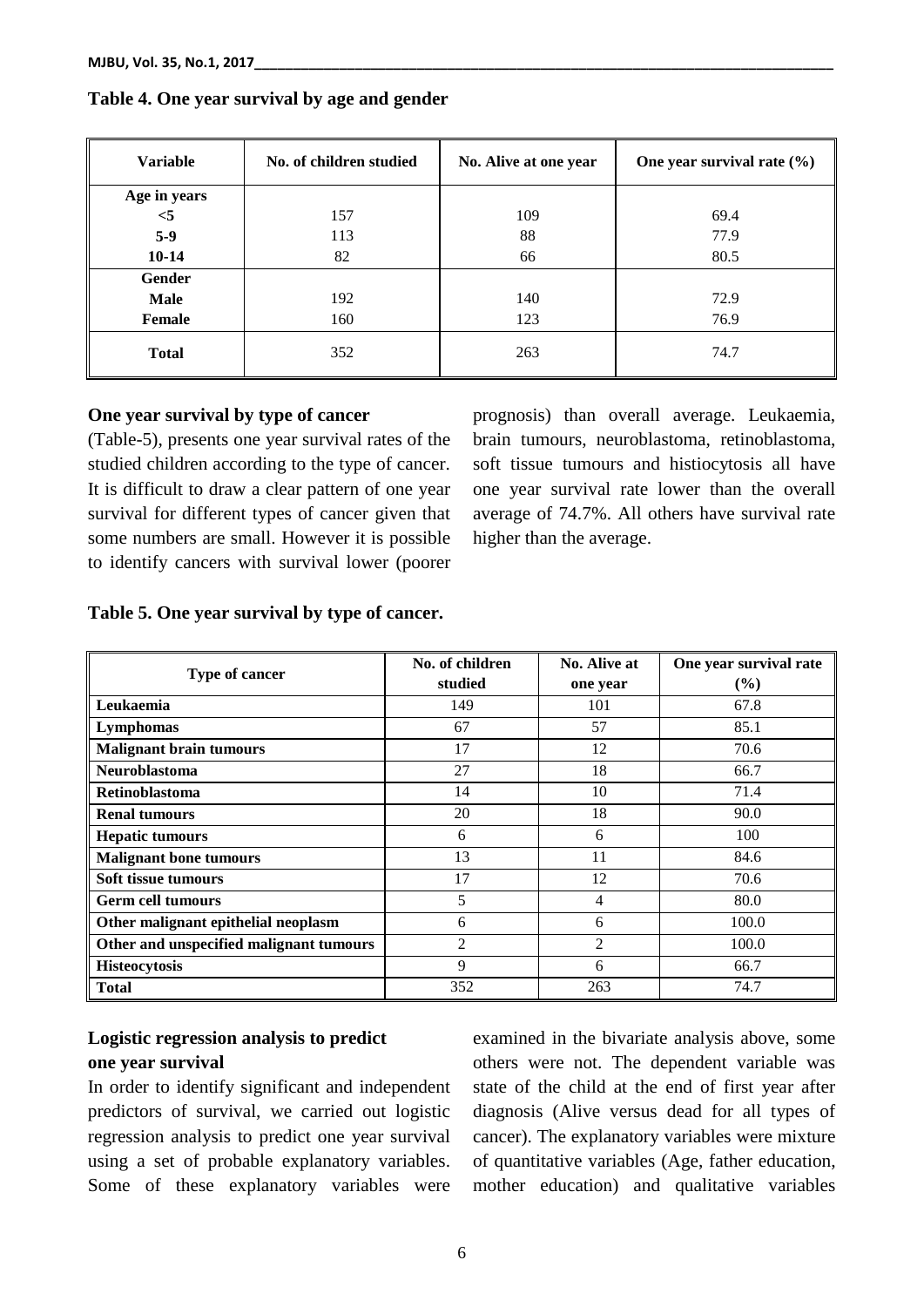**Table 4. One year survival by age and gender**

| Variable | No. of children studied | No. Alive at one year | One year survival rate (%) |
|---|---|---|---|
| **Age in years** | | | |
| **<5** | 157 | 109 | 69.4 |
| **5-9** | 113 | 88 | 77.9 |
| **10-14** | 82 | 66 | 80.5 |
| **Gender** | | | |
| **Male** | 192 | 140 | 72.9 |
| **Female** | 160 | 123 | 76.9 |
| **Total** | 352 | 263 | 74.7 |

### One year survival by type of cancer

(Table-5), presents one year survival rates of the studied children according to the type of cancer. It is difficult to draw a clear pattern of one year survival for different types of cancer given that some numbers are small. However it is possible to identify cancers with survival lower (poorer prognosis) than overall average. Leukaemia, brain tumours, neuroblastoma, retinoblastoma, soft tissue tumours and histiocytosis all have one year survival rate lower than the overall average of 74.7%. All others have survival rate higher than the average.

**Table 5. One year survival by type of cancer.**

| Type of cancer | No. of children studied | No. Alive at one year | One year survival rate (%) |
|---|---|---|---|
| **Leukaemia** | 149 | 101 | 67.8 |
| **Lymphomas** | 67 | 57 | 85.1 |
| **Malignant brain tumours** | 17 | 12 | 70.6 |
| **Neuroblastoma** | 27 | 18 | 66.7 |
| **Retinoblastoma** | 14 | 10 | 71.4 |
| **Renal tumours** | 20 | 18 | 90.0 |
| **Hepatic tumours** | 6 | 6 | 100 |
| **Malignant bone tumours** | 13 | 11 | 84.6 |
| **Soft tissue tumours** | 17 | 12 | 70.6 |
| **Germ cell tumours** | 5 | 4 | 80.0 |
| **Other malignant epithelial neoplasm** | 6 | 6 | 100.0 |
| **Other and unspecified malignant tumours** | 2 | 2 | 100.0 |
| **Histeocytosis** | 9 | 6 | 66.7 |
| **Total** | 352 | 263 | 74.7 |

### Logistic regression analysis to predict one year survival

In order to identify significant and independent predictors of survival, we carried out logistic regression analysis to predict one year survival using a set of probable explanatory variables. Some of these explanatory variables were examined in the bivariate analysis above, some others were not. The dependent variable was state of the child at the end of first year after diagnosis (Alive versus dead for all types of cancer). The explanatory variables were mixture of quantitative variables (Age, father education, mother education) and qualitative variables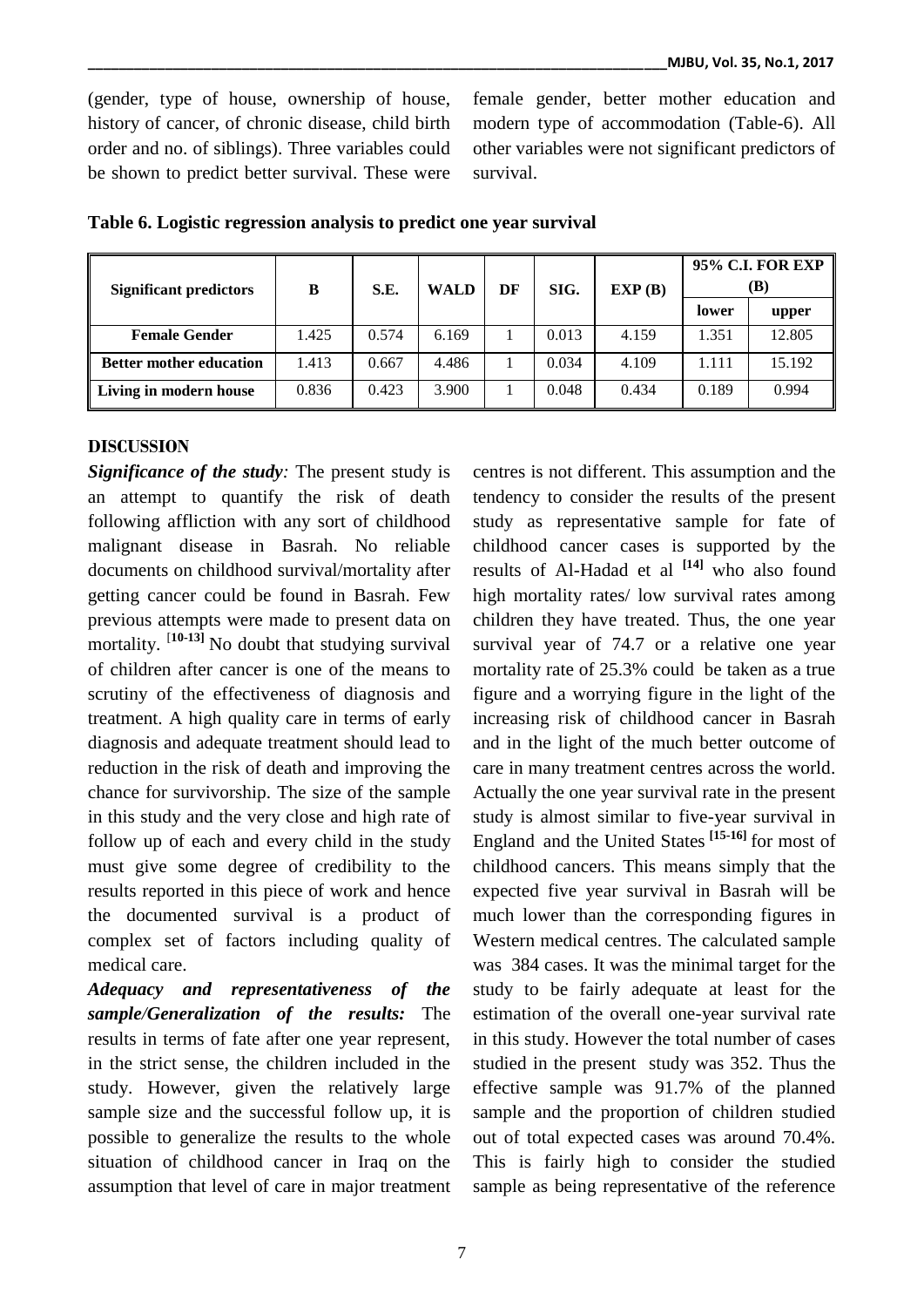(gender, type of house, ownership of house, history of cancer, of chronic disease, child birth order and no. of siblings). Three variables could be shown to predict better survival. These were female gender, better mother education and modern type of accommodation (Table-6). All other variables were not significant predictors of survival.

**Table 6. Logistic regression analysis to predict one year survival**

| Significant predictors | B | S.E. | WALD | DF | SIG. | EXP (B) | 95% C.I. FOR EXP (B) | |
|---|---|---|---|---|---|---|---|---|
| | | | | | | | lower | upper |
| **Female Gender** | 1.425 | 0.574 | 6.169 | 1 | 0.013 | 4.159 | 1.351 | 12.805 |
| **Better mother education** | 1.413 | 0.667 | 4.486 | 1 | 0.034 | 4.109 | 1.111 | 15.192 |
| **Living in modern house** | 0.836 | 0.423 | 3.900 | 1 | 0.048 | 0.434 | 0.189 | 0.994 |

## DISCUSSION

***Significance of the study:*** The present study is an attempt to quantify the risk of death following affliction with any sort of childhood malignant disease in Basrah. No reliable documents on childhood survival/mortality after getting cancer could be found in Basrah. Few previous attempts were made to present data on mortality. [10-13] No doubt that studying survival of children after cancer is one of the means to scrutiny of the effectiveness of diagnosis and treatment. A high quality care in terms of early diagnosis and adequate treatment should lead to reduction in the risk of death and improving the chance for survivorship. The size of the sample in this study and the very close and high rate of follow up of each and every child in the study must give some degree of credibility to the results reported in this piece of work and hence the documented survival is a product of complex set of factors including quality of medical care.

***Adequacy and representativeness of the sample/Generalization of the results:*** The results in terms of fate after one year represent, in the strict sense, the children included in the study. However, given the relatively large sample size and the successful follow up, it is possible to generalize the results to the whole situation of childhood cancer in Iraq on the assumption that level of care in major treatment centres is not different. This assumption and the tendency to consider the results of the present study as representative sample for fate of childhood cancer cases is supported by the results of Al-Hadad et al [14] who also found high mortality rates/ low survival rates among children they have treated. Thus, the one year survival year of 74.7 or a relative one year mortality rate of 25.3% could be taken as a true figure and a worrying figure in the light of the increasing risk of childhood cancer in Basrah and in the light of the much better outcome of care in many treatment centres across the world. Actually the one year survival rate in the present study is almost similar to five-year survival in England and the United States [15-16] for most of childhood cancers. This means simply that the expected five year survival in Basrah will be much lower than the corresponding figures in Western medical centres. The calculated sample was 384 cases. It was the minimal target for the study to be fairly adequate at least for the estimation of the overall one-year survival rate in this study. However the total number of cases studied in the present study was 352. Thus the effective sample was 91.7% of the planned sample and the proportion of children studied out of total expected cases was around 70.4%. This is fairly high to consider the studied sample as being representative of the reference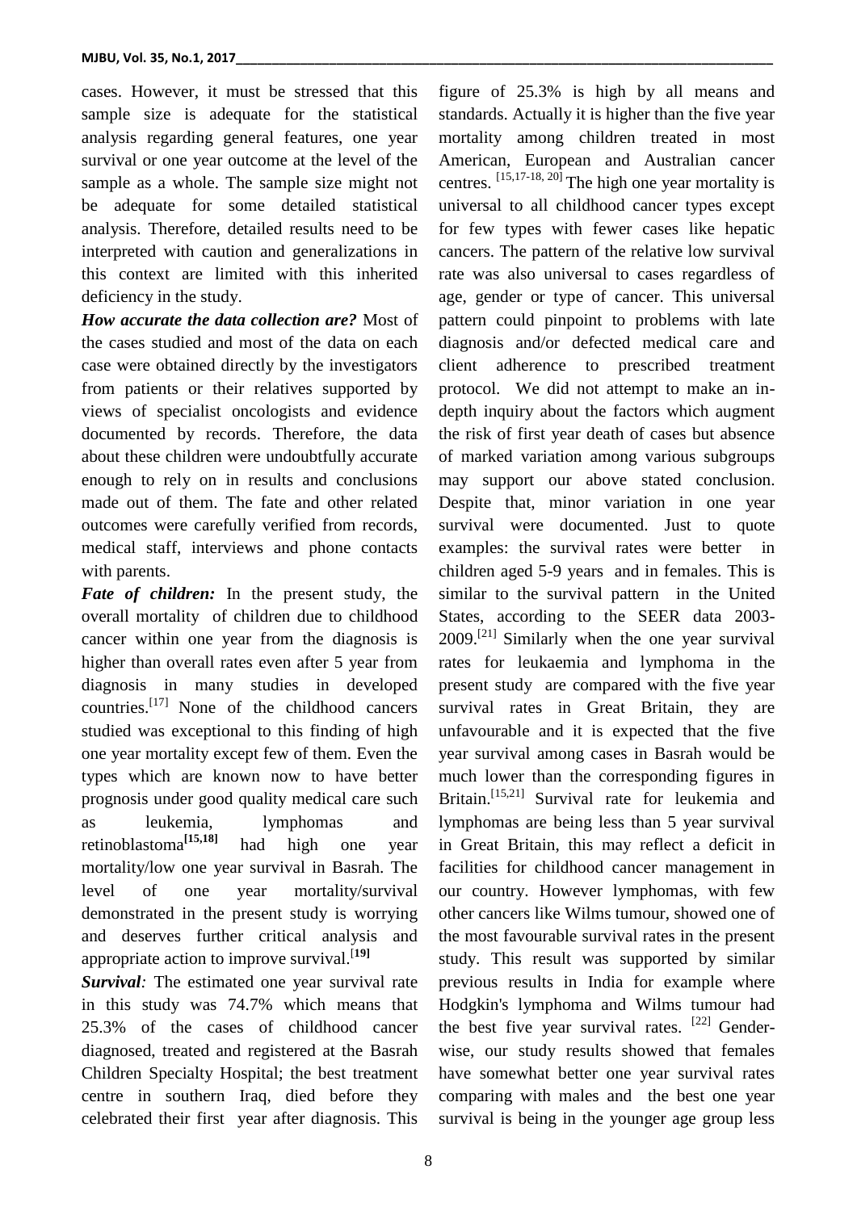cases. However, it must be stressed that this sample size is adequate for the statistical analysis regarding general features, one year survival or one year outcome at the level of the sample as a whole. The sample size might not be adequate for some detailed statistical analysis. Therefore, detailed results need to be interpreted with caution and generalizations in this context are limited with this inherited deficiency in the study.

***How accurate the data collection are?*** Most of the cases studied and most of the data on each case were obtained directly by the investigators from patients or their relatives supported by views of specialist oncologists and evidence documented by records. Therefore, the data about these children were undoubtfully accurate enough to rely on in results and conclusions made out of them. The fate and other related outcomes were carefully verified from records, medical staff, interviews and phone contacts with parents.

***Fate of children:*** In the present study, the overall mortality of children due to childhood cancer within one year from the diagnosis is higher than overall rates even after 5 year from diagnosis in many studies in developed countries.[17] None of the childhood cancers studied was exceptional to this finding of high one year mortality except few of them. Even the types which are known now to have better prognosis under good quality medical care such as leukemia, lymphomas and retinoblastoma[15,18] had high one year mortality/low one year survival in Basrah. The level of one year mortality/survival demonstrated in the present study is worrying and deserves further critical analysis and appropriate action to improve survival.[19]

***Survival:*** The estimated one year survival rate in this study was 74.7% which means that 25.3% of the cases of childhood cancer diagnosed, treated and registered at the Basrah Children Specialty Hospital; the best treatment centre in southern Iraq, died before they celebrated their first year after diagnosis. This figure of 25.3% is high by all means and standards. Actually it is higher than the five year mortality among children treated in most American, European and Australian cancer centres. [15,17-18, 20] The high one year mortality is universal to all childhood cancer types except for few types with fewer cases like hepatic cancers. The pattern of the relative low survival rate was also universal to cases regardless of age, gender or type of cancer. This universal pattern could pinpoint to problems with late diagnosis and/or defected medical care and client adherence to prescribed treatment protocol. We did not attempt to make an in-depth inquiry about the factors which augment the risk of first year death of cases but absence of marked variation among various subgroups may support our above stated conclusion. Despite that, minor variation in one year survival were documented. Just to quote examples: the survival rates were better in children aged 5-9 years and in females. This is similar to the survival pattern in the United States, according to the SEER data 2003-2009.[21] Similarly when the one year survival rates for leukaemia and lymphoma in the present study are compared with the five year survival rates in Great Britain, they are unfavourable and it is expected that the five year survival among cases in Basrah would be much lower than the corresponding figures in Britain.[15,21] Survival rate for leukemia and lymphomas are being less than 5 year survival in Great Britain, this may reflect a deficit in facilities for childhood cancer management in our country. However lymphomas, with few other cancers like Wilms tumour, showed one of the most favourable survival rates in the present study. This result was supported by similar previous results in India for example where Hodgkin's lymphoma and Wilms tumour had the best five year survival rates. [22] Gender-wise, our study results showed that females have somewhat better one year survival rates comparing with males and the best one year survival is being in the younger age group less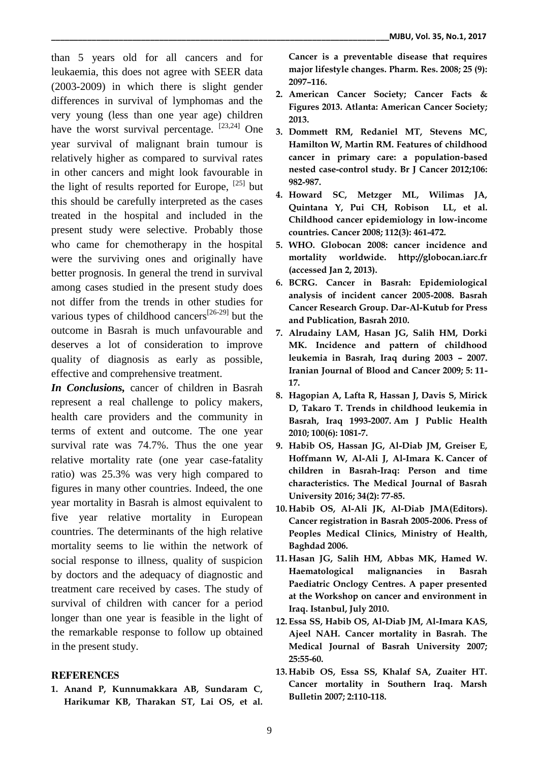than 5 years old for all cancers and for leukaemia, this does not agree with SEER data (2003-2009) in which there is slight gender differences in survival of lymphomas and the very young (less than one year age) children have the worst survival percentage. [23,24] One year survival of malignant brain tumour is relatively higher as compared to survival rates in other cancers and might look favourable in the light of results reported for Europe, [25] but this should be carefully interpreted as the cases treated in the hospital and included in the present study were selective. Probably those who came for chemotherapy in the hospital were the surviving ones and originally have better prognosis. In general the trend in survival among cases studied in the present study does not differ from the trends in other studies for various types of childhood cancers[26-29] but the outcome in Basrah is much unfavourable and deserves a lot of consideration to improve quality of diagnosis as early as possible, effective and comprehensive treatment.

***In Conclusions,*** cancer of children in Basrah represent a real challenge to policy makers, health care providers and the community in terms of extent and outcome. The one year survival rate was 74.7%. Thus the one year relative mortality rate (one year case-fatality ratio) was 25.3% was very high compared to figures in many other countries. Indeed, the one year mortality in Basrah is almost equivalent to five year relative mortality in European countries. The determinants of the high relative mortality seems to lie within the network of social response to illness, quality of suspicion by doctors and the adequacy of diagnostic and treatment care received by cases. The study of survival of children with cancer for a period longer than one year is feasible in the light of the remarkable response to follow up obtained in the present study.

## REFERENCES

1. **Anand P, Kunnumakkara AB, Sundaram C, Harikumar KB, Tharakan ST, Lai OS, et al. Cancer is a preventable disease that requires major lifestyle changes. Pharm. Res. 2008; 25 (9): 2097–116.**
2. **American Cancer Society; Cancer Facts & Figures 2013. Atlanta: American Cancer Society; 2013.**
3. **Dommett RM, Redaniel MT, Stevens MC, Hamilton W, Martin RM. Features of childhood cancer in primary care: a population-based nested case-control study. Br J Cancer 2012;106: 982-987.**
4. **Howard SC, Metzger ML, Wilimas JA, Quintana Y, Pui CH, Robison LL, et al. Childhood cancer epidemiology in low-income countries. Cancer 2008; 112(3): 461-472.**
5. **WHO. Globocan 2008: cancer incidence and mortality worldwide. http://globocan.iarc.fr (accessed Jan 2, 2013).**
6. **BCRG. Cancer in Basrah: Epidemiological analysis of incident cancer 2005-2008. Basrah Cancer Research Group. Dar-Al-Kutub for Press and Publication, Basrah 2010.**
7. **Alrudainy LAM, Hasan JG, Salih HM, Dorki MK. Incidence and pattern of childhood leukemia in Basrah, Iraq during 2003 – 2007. Iranian Journal of Blood and Cancer 2009; 5: 11-17.**
8. **Hagopian A, Lafta R, Hassan J, Davis S, Mirick D, Takaro T. Trends in childhood leukemia in Basrah, Iraq 1993-2007. Am J Public Health 2010; 100(6): 1081-7.**
9. **Habib OS, Hassan JG, Al-Diab JM, Greiser E, Hoffmann W, Al-Ali J, Al-Imara K. Cancer of children in Basrah-Iraq: Person and time characteristics. The Medical Journal of Basrah University 2016; 34(2): 77-85.**
10. **Habib OS, Al-Ali JK, Al-Diab JMA(Editors). Cancer registration in Basrah 2005-2006. Press of Peoples Medical Clinics, Ministry of Health, Baghdad 2006.**
11. **Hasan JG, Salih HM, Abbas MK, Hamed W. Haematological malignancies in Basrah Paediatric Onclogy Centres. A paper presented at the Workshop on cancer and environment in Iraq. Istanbul, July 2010.**
12. **Essa SS, Habib OS, Al-Diab JM, Al-Imara KAS, Ajeel NAH. Cancer mortality in Basrah. The Medical Journal of Basrah University 2007; 25:55-60.**
13. **Habib OS, Essa SS, Khalaf SA, Zuaiter HT. Cancer mortality in Southern Iraq. Marsh Bulletin 2007; 2:110-118.**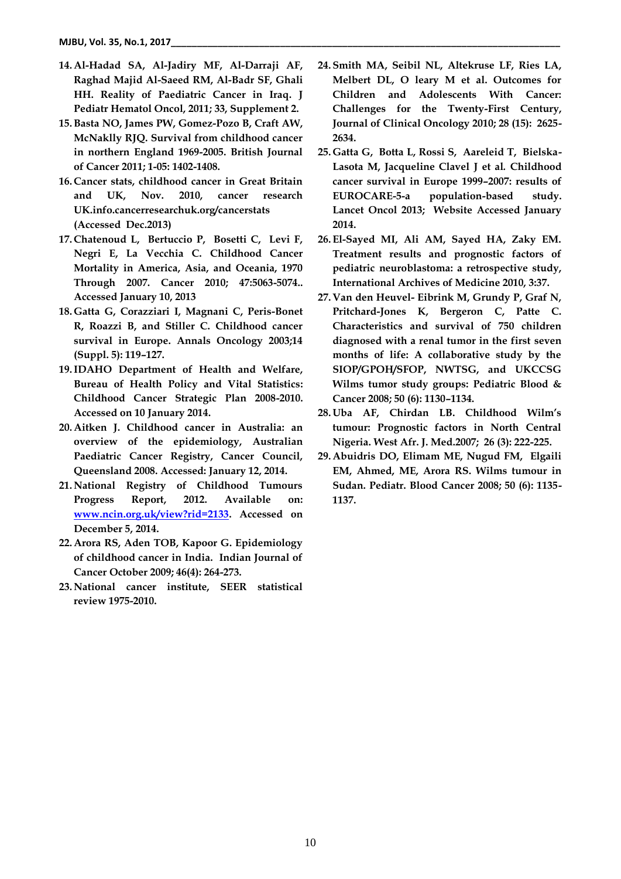14. Al-Hadad SA, Al-Jadiry MF, Al-Darraji AF, Raghad Majid Al-Saeed RM, Al-Badr SF, Ghali HH. Reality of Paediatric Cancer in Iraq. J Pediatr Hematol Oncol, 2011; 33, Supplement 2.
15. Basta NO, James PW, Gomez-Pozo B, Craft AW, McNaklly RJQ. Survival from childhood cancer in northern England 1969-2005. British Journal of Cancer 2011; 1-05: 1402-1408.
16. Cancer stats, childhood cancer in Great Britain and UK, Nov. 2010, cancer research UK.info.cancerresearchuk.org/cancerstats (Accessed Dec.2013)
17. Chatenoud L, Bertuccio P, Bosetti C, Levi F, Negri E, La Vecchia C. Childhood Cancer Mortality in America, Asia, and Oceania, 1970 Through 2007. Cancer 2010; 47:5063-5074.. Accessed January 10, 2013
18. Gatta G, Corazziari I, Magnani C, Peris-Bonet R, Roazzi B, and Stiller C. Childhood cancer survival in Europe. Annals Oncology 2003;14 (Suppl. 5): 119–127.
19. IDAHO Department of Health and Welfare, Bureau of Health Policy and Vital Statistics: Childhood Cancer Strategic Plan 2008-2010. Accessed on 10 January 2014.
20. Aitken J. Childhood cancer in Australia: an overview of the epidemiology, Australian Paediatric Cancer Registry, Cancer Council, Queensland 2008. Accessed: January 12, 2014.
21. National Registry of Childhood Tumours Progress Report, 2012. Available on: www.ncin.org.uk/view?rid=2133. Accessed on December 5, 2014.
22. Arora RS, Aden TOB, Kapoor G. Epidemiology of childhood cancer in India. Indian Journal of Cancer October 2009; 46(4): 264-273.
23. National cancer institute, SEER statistical review 1975-2010.
24. Smith MA, Seibil NL, Altekruse LF, Ries LA, Melbert DL, O leary M et al. Outcomes for Children and Adolescents With Cancer: Challenges for the Twenty-First Century, Journal of Clinical Oncology 2010; 28 (15): 2625-2634.
25. Gatta G, Botta L, Rossi S, Aareleid T, Bielska-Lasota M, Jacqueline Clavel J et al. Childhood cancer survival in Europe 1999–2007: results of EUROCARE-5-a population-based study. Lancet Oncol 2013; Website Accessed January 2014.
26. El-Sayed MI, Ali AM, Sayed HA, Zaky EM. Treatment results and prognostic factors of pediatric neuroblastoma: a retrospective study, International Archives of Medicine 2010, 3:37.
27. Van den Heuvel- Eibrink M, Grundy P, Graf N, Pritchard-Jones K, Bergeron C, Patte C. Characteristics and survival of 750 children diagnosed with a renal tumor in the first seven months of life: A collaborative study by the SIOP/GPOH/SFOP, NWTSG, and UKCCSG Wilms tumor study groups: Pediatric Blood & Cancer 2008; 50 (6): 1130–1134.
28. Uba AF, Chirdan LB. Childhood Wilm's tumour: Prognostic factors in North Central Nigeria. West Afr. J. Med.2007; 26 (3): 222-225.
29. Abuidris DO, Elimam ME, Nugud FM, Elgaili EM, Ahmed, ME, Arora RS. Wilms tumour in Sudan. Pediatr. Blood Cancer 2008; 50 (6): 1135-1137.